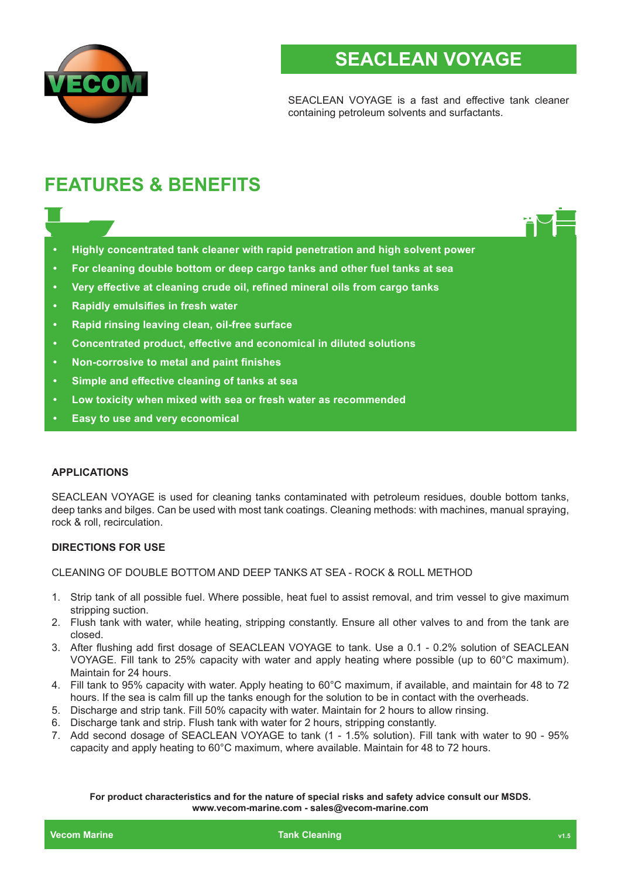# SEACLEAN VOYAGE

SEACLEAN VOYAGE is a fast and effective tank cleaner containing petroleum solvents and surfactants.

## FEATURES & BENEFITS

- **Highly concentrated tank cleaner with rapid penetration and high solvent power**
- **For cleaning double bottom or deep cargo tanks and other fuel tanks at sea**
- **Very effective at cleaning crude oil, refined mineral oils from cargo tanks**
- **Rapidly emulsifies in fresh water**
- **Rapid rinsing leaving clean, oil-free surface**
- **Concentrated product, effective and economical in diluted solutions**
- **Non-corrosive to metal and paint finishes**
- **Simple and effective cleaning of tanks at sea**
- **Low toxicity when mixed with sea or fresh water as recommended**
- **Easy to use and very economical**

### APPLICATIONS

SEACLEAN VOYAGE is used for cleaning tanks contaminated with petroleum residues, double bottom tanks, deep tanks and bilges. Can be used with most tank coatings. Cleaning methods: with machines, manual spraying, rock & roll, recirculation.

### DIRECTIONS FOR USE

CLEANING OF DOUBLE BOTTOM AND DEEP TANKS AT SEA - ROCK & ROLL METHOD

1. Strip tank of all possible fuel. Where possible, heat fuel to assist removal, and trim vessel to give maximum stripping suction.
2. Flush tank with water, while heating, stripping constantly. Ensure all other valves to and from the tank are closed.
3. After flushing add first dosage of SEACLEAN VOYAGE to tank. Use a 0.1 - 0.2% solution of SEACLEAN VOYAGE. Fill tank to 25% capacity with water and apply heating where possible (up to 60°C maximum). Maintain for 24 hours.
4. Fill tank to 95% capacity with water. Apply heating to 60°C maximum, if available, and maintain for 48 to 72 hours. If the sea is calm fill up the tanks enough for the solution to be in contact with the overheads.
5. Discharge and strip tank. Fill 50% capacity with water. Maintain for 2 hours to allow rinsing.
6. Discharge tank and strip. Flush tank with water for 2 hours, stripping constantly.
7. Add second dosage of SEACLEAN VOYAGE to tank (1 - 1.5% solution). Fill tank with water to 90 - 95% capacity and apply heating to 60°C maximum, where available. Maintain for 48 to 72 hours.

**For product characteristics and for the nature of special risks and safety advice consult our MSDS.**
**www.vecom-marine.com - sales@vecom-marine.com**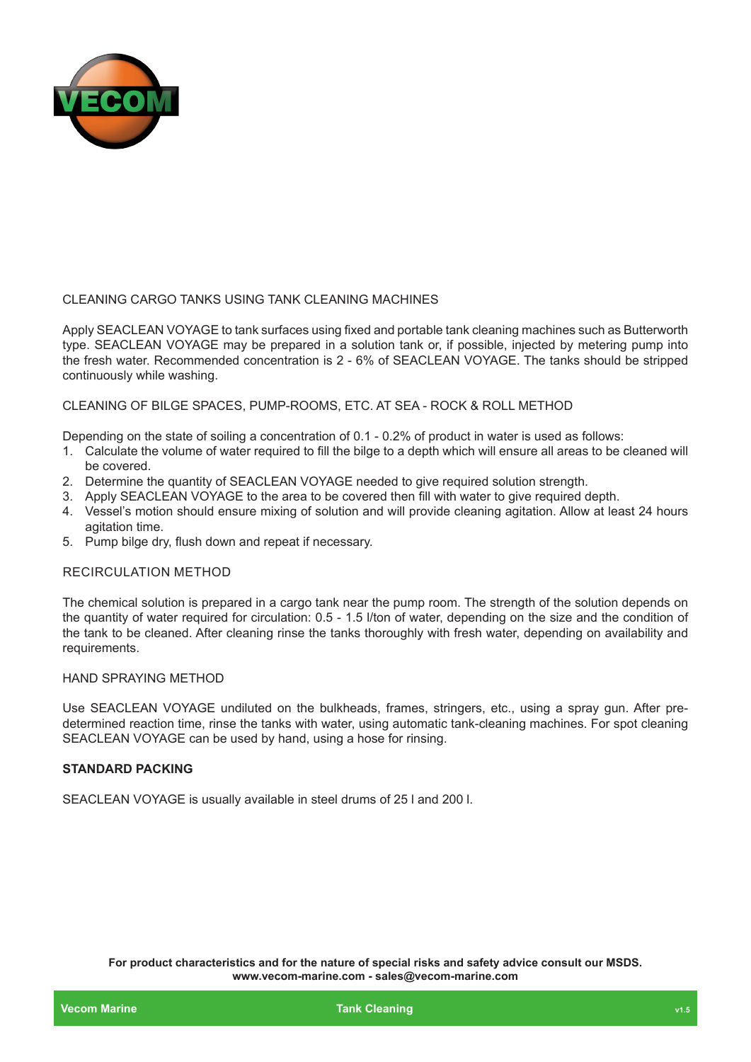## CLEANING CARGO TANKS USING TANK CLEANING MACHINES

Apply SEACLEAN VOYAGE to tank surfaces using fixed and portable tank cleaning machines such as Butterworth type. SEACLEAN VOYAGE may be prepared in a solution tank or, if possible, injected by metering pump into the fresh water. Recommended concentration is 2 - 6% of SEACLEAN VOYAGE. The tanks should be stripped continuously while washing.

## CLEANING OF BILGE SPACES, PUMP-ROOMS, ETC. AT SEA - ROCK & ROLL METHOD

Depending on the state of soiling a concentration of 0.1 - 0.2% of product in water is used as follows:

1. Calculate the volume of water required to fill the bilge to a depth which will ensure all areas to be cleaned will be covered.
2. Determine the quantity of SEACLEAN VOYAGE needed to give required solution strength.
3. Apply SEACLEAN VOYAGE to the area to be covered then fill with water to give required depth.
4. Vessel's motion should ensure mixing of solution and will provide cleaning agitation. Allow at least 24 hours agitation time.
5. Pump bilge dry, flush down and repeat if necessary.

## RECIRCULATION METHOD

The chemical solution is prepared in a cargo tank near the pump room. The strength of the solution depends on the quantity of water required for circulation: 0.5 - 1.5 l/ton of water, depending on the size and the condition of the tank to be cleaned. After cleaning rinse the tanks thoroughly with fresh water, depending on availability and requirements.

## HAND SPRAYING METHOD

Use SEACLEAN VOYAGE undiluted on the bulkheads, frames, stringers, etc., using a spray gun. After pre-determined reaction time, rinse the tanks with water, using automatic tank-cleaning machines. For spot cleaning SEACLEAN VOYAGE can be used by hand, using a hose for rinsing.

## STANDARD PACKING

SEACLEAN VOYAGE is usually available in steel drums of 25 l and 200 l.

**For product characteristics and for the nature of special risks and safety advice consult our MSDS.**
**www.vecom-marine.com - sales@vecom-marine.com**